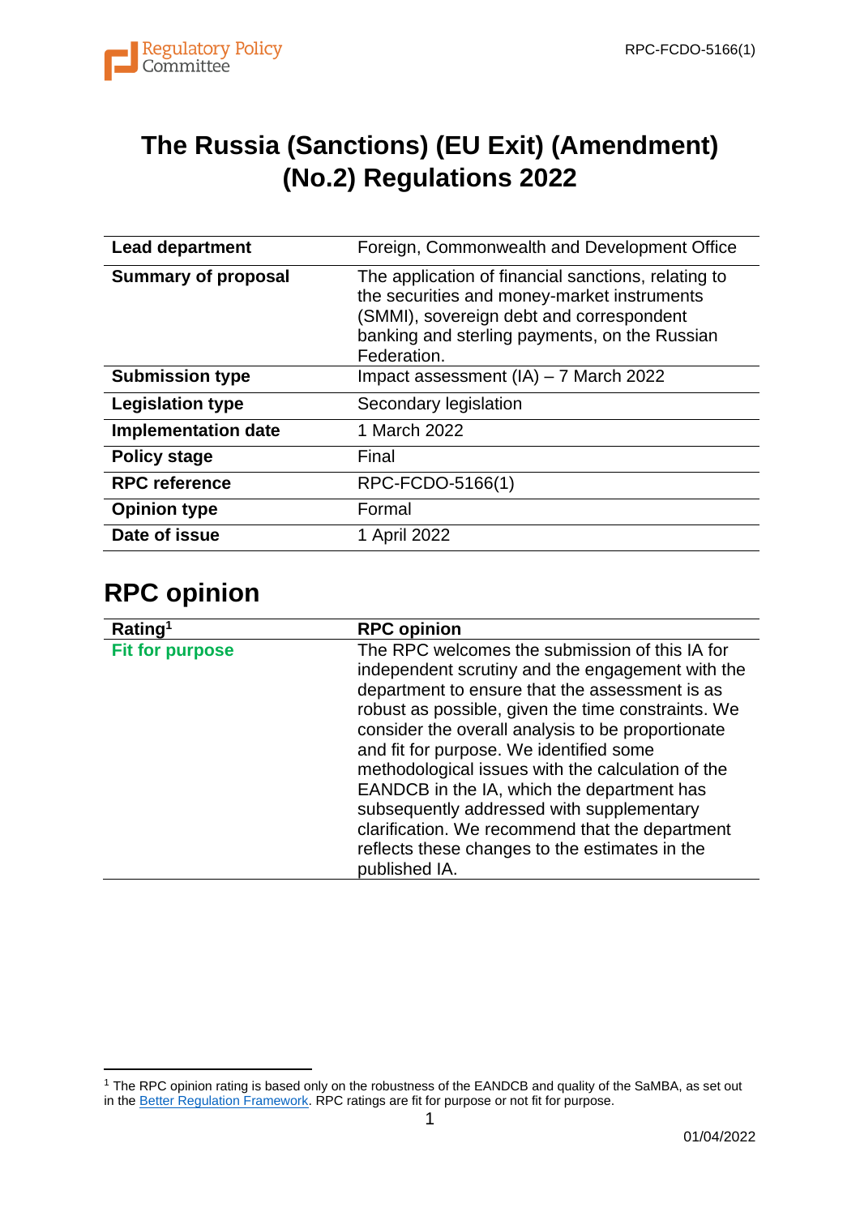# The Russia (Sanctions) (EU Exit) (Amendment) (No.2) Regulations 2022

| | |
|---|---|
| **Lead department** | Foreign, Commonwealth and Development Office |
| **Summary of proposal** | The application of financial sanctions, relating to the securities and money-market instruments (SMMI), sovereign debt and correspondent banking and sterling payments, on the Russian Federation. |
| **Submission type** | Impact assessment (IA) – 7 March 2022 |
| **Legislation type** | Secondary legislation |
| **Implementation date** | 1 March 2022 |
| **Policy stage** | Final |
| **RPC reference** | RPC-FCDO-5166(1) |
| **Opinion type** | Formal |
| **Date of issue** | 1 April 2022 |

## RPC opinion

| Rating[1] | RPC opinion |
|---|---|
| **Fit for purpose** | The RPC welcomes the submission of this IA for independent scrutiny and the engagement with the department to ensure that the assessment is as robust as possible, given the time constraints. We consider the overall analysis to be proportionate and fit for purpose. We identified some methodological issues with the calculation of the EANDCB in the IA, which the department has subsequently addressed with supplementary clarification. We recommend that the department reflects these changes to the estimates in the published IA. |

[1] The RPC opinion rating is based only on the robustness of the EANDCB and quality of the SaMBA, as set out in the Better Regulation Framework. RPC ratings are fit for purpose or not fit for purpose.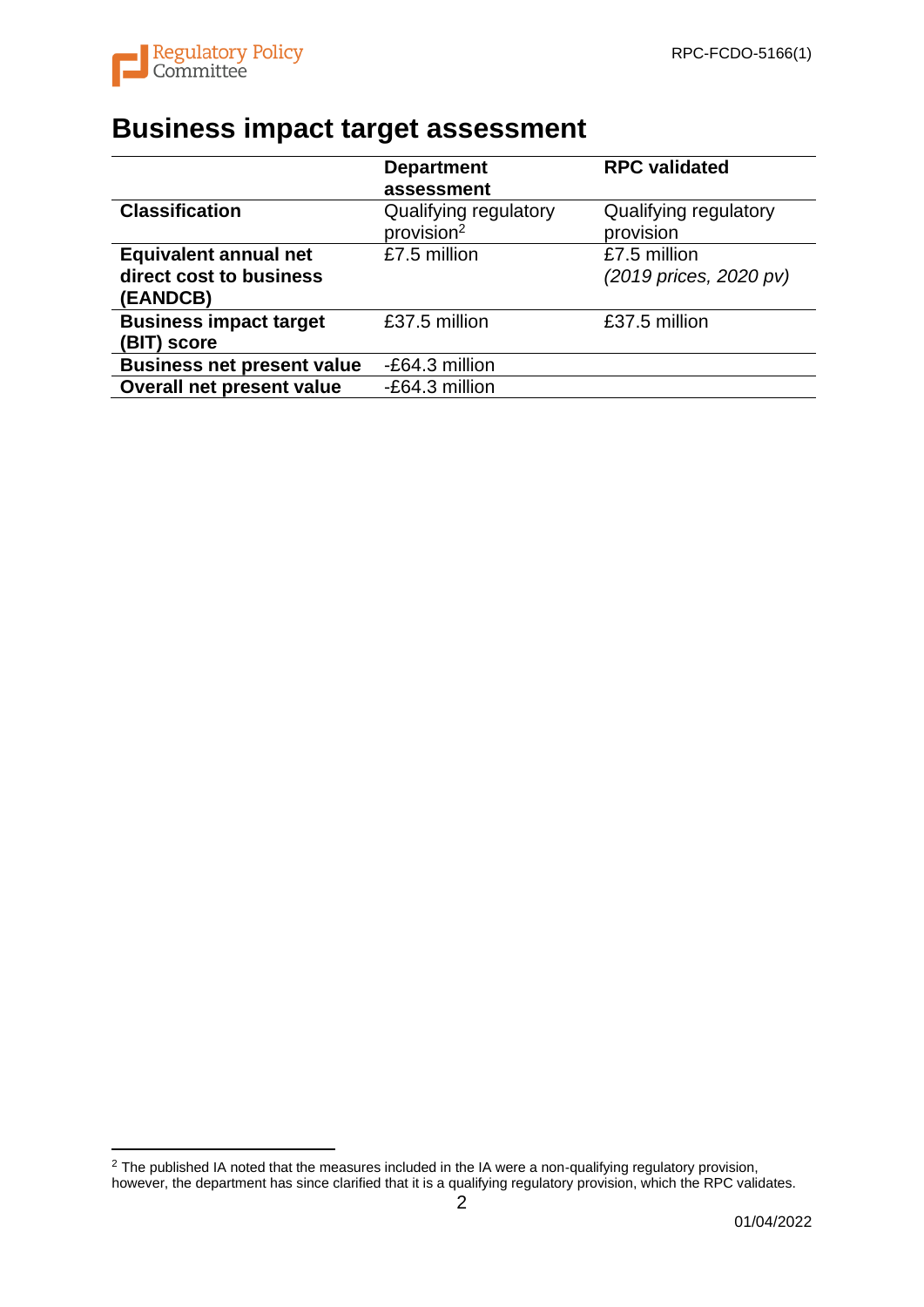# Business impact target assessment

| | Department assessment | RPC validated |
|---|---|---|
| **Classification** | Qualifying regulatory provision[2] | Qualifying regulatory provision |
| **Equivalent annual net direct cost to business (EANDCB)** | £7.5 million | £7.5 million *(2019 prices, 2020 pv)* |
| **Business impact target (BIT) score** | £37.5 million | £37.5 million |
| **Business net present value** | -£64.3 million | |
| **Overall net present value** | -£64.3 million | |

[2] The published IA noted that the measures included in the IA were a non-qualifying regulatory provision, however, the department has since clarified that it is a qualifying regulatory provision, which the RPC validates.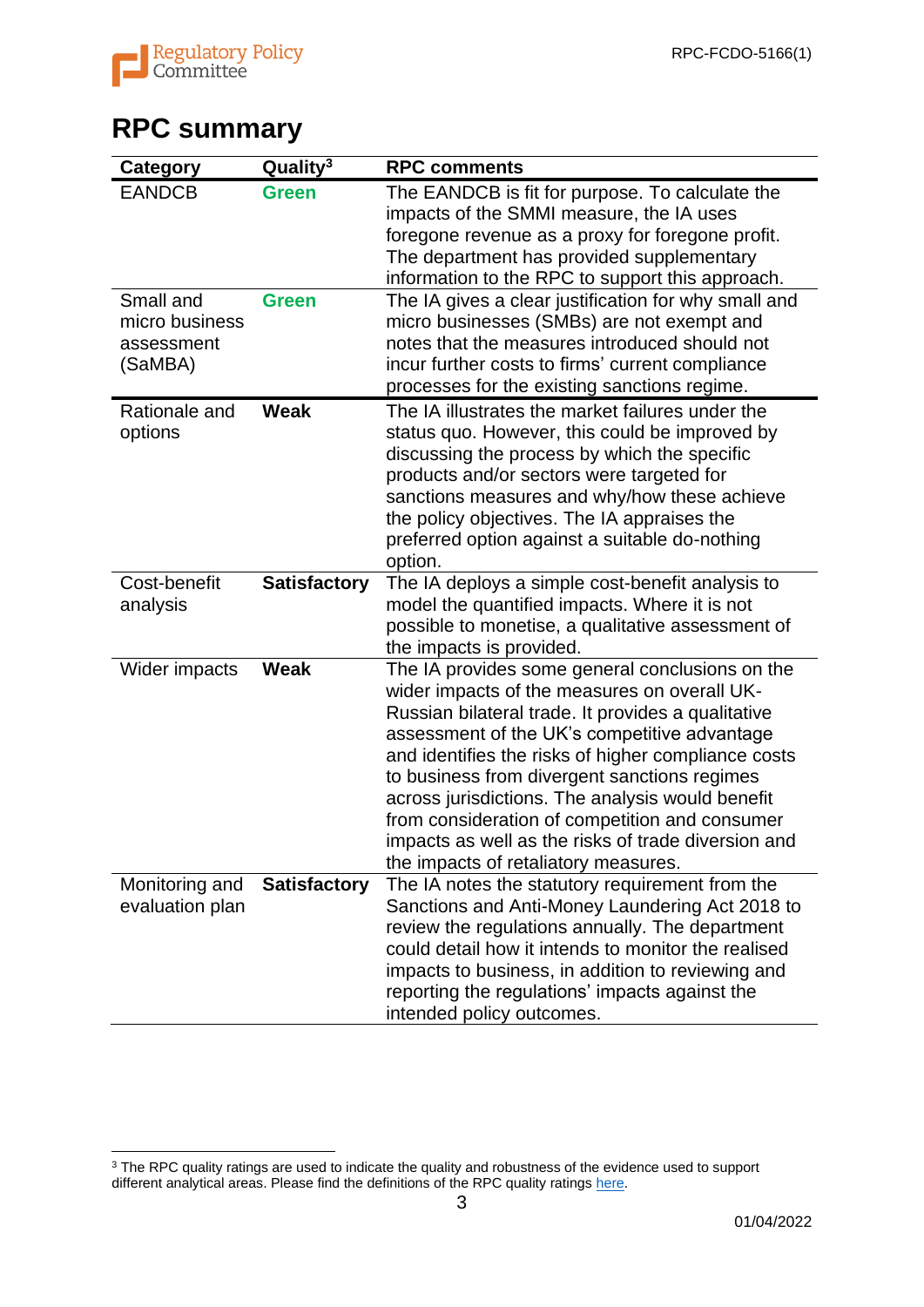# RPC summary

| Category | Quality[3] | RPC comments |
|---|---|---|
| EANDCB | **Green** | The EANDCB is fit for purpose. To calculate the impacts of the SMMI measure, the IA uses foregone revenue as a proxy for foregone profit. The department has provided supplementary information to the RPC to support this approach. |
| Small and micro business assessment (SaMBA) | **Green** | The IA gives a clear justification for why small and micro businesses (SMBs) are not exempt and notes that the measures introduced should not incur further costs to firms' current compliance processes for the existing sanctions regime. |
| Rationale and options | **Weak** | The IA illustrates the market failures under the status quo. However, this could be improved by discussing the process by which the specific products and/or sectors were targeted for sanctions measures and why/how these achieve the policy objectives. The IA appraises the preferred option against a suitable do-nothing option. |
| Cost-benefit analysis | **Satisfactory** | The IA deploys a simple cost-benefit analysis to model the quantified impacts. Where it is not possible to monetise, a qualitative assessment of the impacts is provided. |
| Wider impacts | **Weak** | The IA provides some general conclusions on the wider impacts of the measures on overall UK-Russian bilateral trade. It provides a qualitative assessment of the UK's competitive advantage and identifies the risks of higher compliance costs to business from divergent sanctions regimes across jurisdictions. The analysis would benefit from consideration of competition and consumer impacts as well as the risks of trade diversion and the impacts of retaliatory measures. |
| Monitoring and evaluation plan | **Satisfactory** | The IA notes the statutory requirement from the Sanctions and Anti-Money Laundering Act 2018 to review the regulations annually. The department could detail how it intends to monitor the realised impacts to business, in addition to reviewing and reporting the regulations' impacts against the intended policy outcomes. |

[3] The RPC quality ratings are used to indicate the quality and robustness of the evidence used to support different analytical areas. Please find the definitions of the RPC quality ratings here.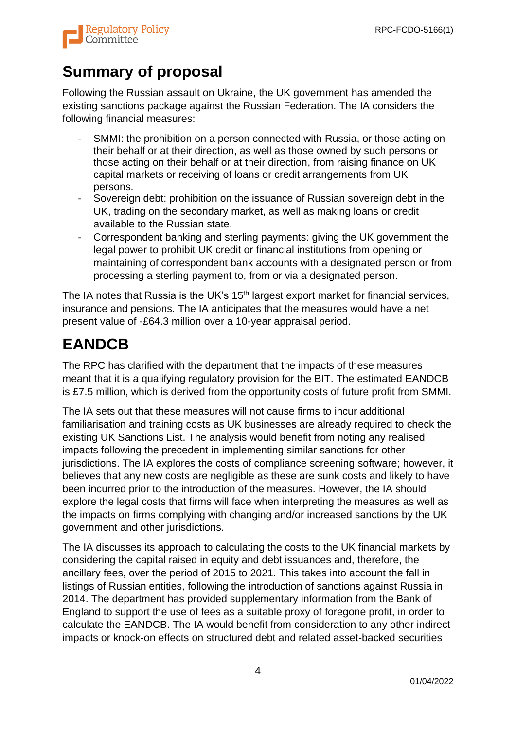# Summary of proposal

Following the Russian assault on Ukraine, the UK government has amended the existing sanctions package against the Russian Federation. The IA considers the following financial measures:

- SMMI: the prohibition on a person connected with Russia, or those acting on their behalf or at their direction, as well as those owned by such persons or those acting on their behalf or at their direction, from raising finance on UK capital markets or receiving of loans or credit arrangements from UK persons.
- Sovereign debt: prohibition on the issuance of Russian sovereign debt in the UK, trading on the secondary market, as well as making loans or credit available to the Russian state.
- Correspondent banking and sterling payments: giving the UK government the legal power to prohibit UK credit or financial institutions from opening or maintaining of correspondent bank accounts with a designated person or from processing a sterling payment to, from or via a designated person.

The IA notes that Russia is the UK's 15th largest export market for financial services, insurance and pensions. The IA anticipates that the measures would have a net present value of -£64.3 million over a 10-year appraisal period.

# EANDCB

The RPC has clarified with the department that the impacts of these measures meant that it is a qualifying regulatory provision for the BIT. The estimated EANDCB is £7.5 million, which is derived from the opportunity costs of future profit from SMMI.

The IA sets out that these measures will not cause firms to incur additional familiarisation and training costs as UK businesses are already required to check the existing UK Sanctions List. The analysis would benefit from noting any realised impacts following the precedent in implementing similar sanctions for other jurisdictions. The IA explores the costs of compliance screening software; however, it believes that any new costs are negligible as these are sunk costs and likely to have been incurred prior to the introduction of the measures. However, the IA should explore the legal costs that firms will face when interpreting the measures as well as the impacts on firms complying with changing and/or increased sanctions by the UK government and other jurisdictions.

The IA discusses its approach to calculating the costs to the UK financial markets by considering the capital raised in equity and debt issuances and, therefore, the ancillary fees, over the period of 2015 to 2021. This takes into account the fall in listings of Russian entities, following the introduction of sanctions against Russia in 2014. The department has provided supplementary information from the Bank of England to support the use of fees as a suitable proxy of foregone profit, in order to calculate the EANDCB. The IA would benefit from consideration to any other indirect impacts or knock-on effects on structured debt and related asset-backed securities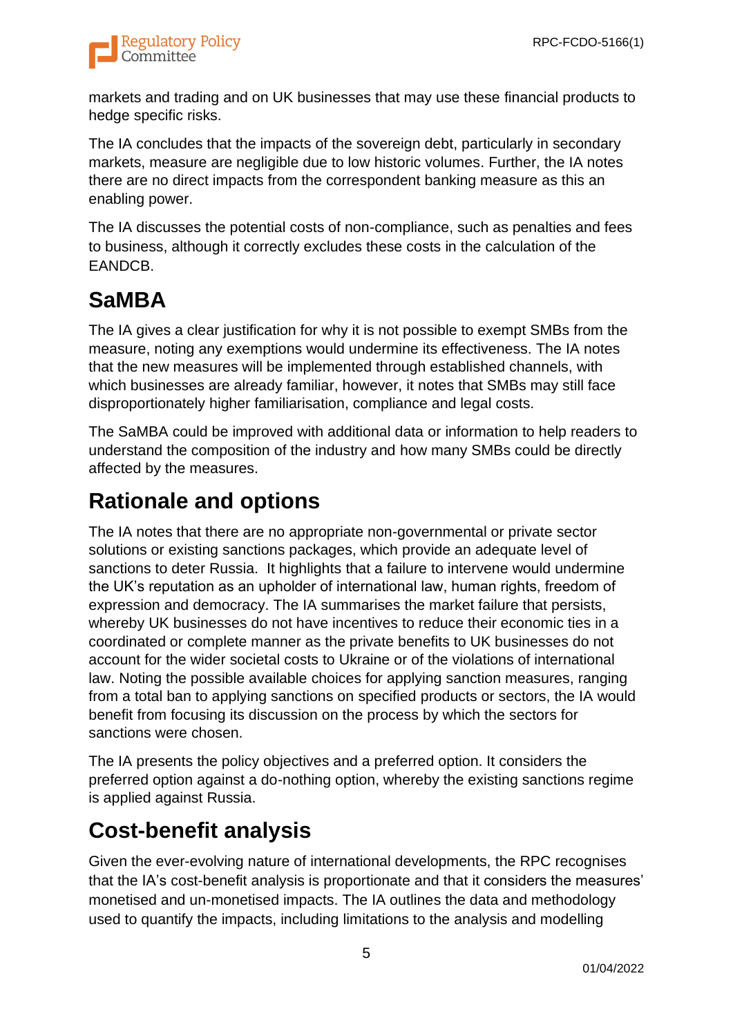markets and trading and on UK businesses that may use these financial products to hedge specific risks.

The IA concludes that the impacts of the sovereign debt, particularly in secondary markets, measure are negligible due to low historic volumes. Further, the IA notes there are no direct impacts from the correspondent banking measure as this an enabling power.

The IA discusses the potential costs of non-compliance, such as penalties and fees to business, although it correctly excludes these costs in the calculation of the EANDCB.

# SaMBA

The IA gives a clear justification for why it is not possible to exempt SMBs from the measure, noting any exemptions would undermine its effectiveness. The IA notes that the new measures will be implemented through established channels, with which businesses are already familiar, however, it notes that SMBs may still face disproportionately higher familiarisation, compliance and legal costs.

The SaMBA could be improved with additional data or information to help readers to understand the composition of the industry and how many SMBs could be directly affected by the measures.

# Rationale and options

The IA notes that there are no appropriate non-governmental or private sector solutions or existing sanctions packages, which provide an adequate level of sanctions to deter Russia. It highlights that a failure to intervene would undermine the UK's reputation as an upholder of international law, human rights, freedom of expression and democracy. The IA summarises the market failure that persists, whereby UK businesses do not have incentives to reduce their economic ties in a coordinated or complete manner as the private benefits to UK businesses do not account for the wider societal costs to Ukraine or of the violations of international law. Noting the possible available choices for applying sanction measures, ranging from a total ban to applying sanctions on specified products or sectors, the IA would benefit from focusing its discussion on the process by which the sectors for sanctions were chosen.

The IA presents the policy objectives and a preferred option. It considers the preferred option against a do-nothing option, whereby the existing sanctions regime is applied against Russia.

# Cost-benefit analysis

Given the ever-evolving nature of international developments, the RPC recognises that the IA's cost-benefit analysis is proportionate and that it considers the measures' monetised and un-monetised impacts. The IA outlines the data and methodology used to quantify the impacts, including limitations to the analysis and modelling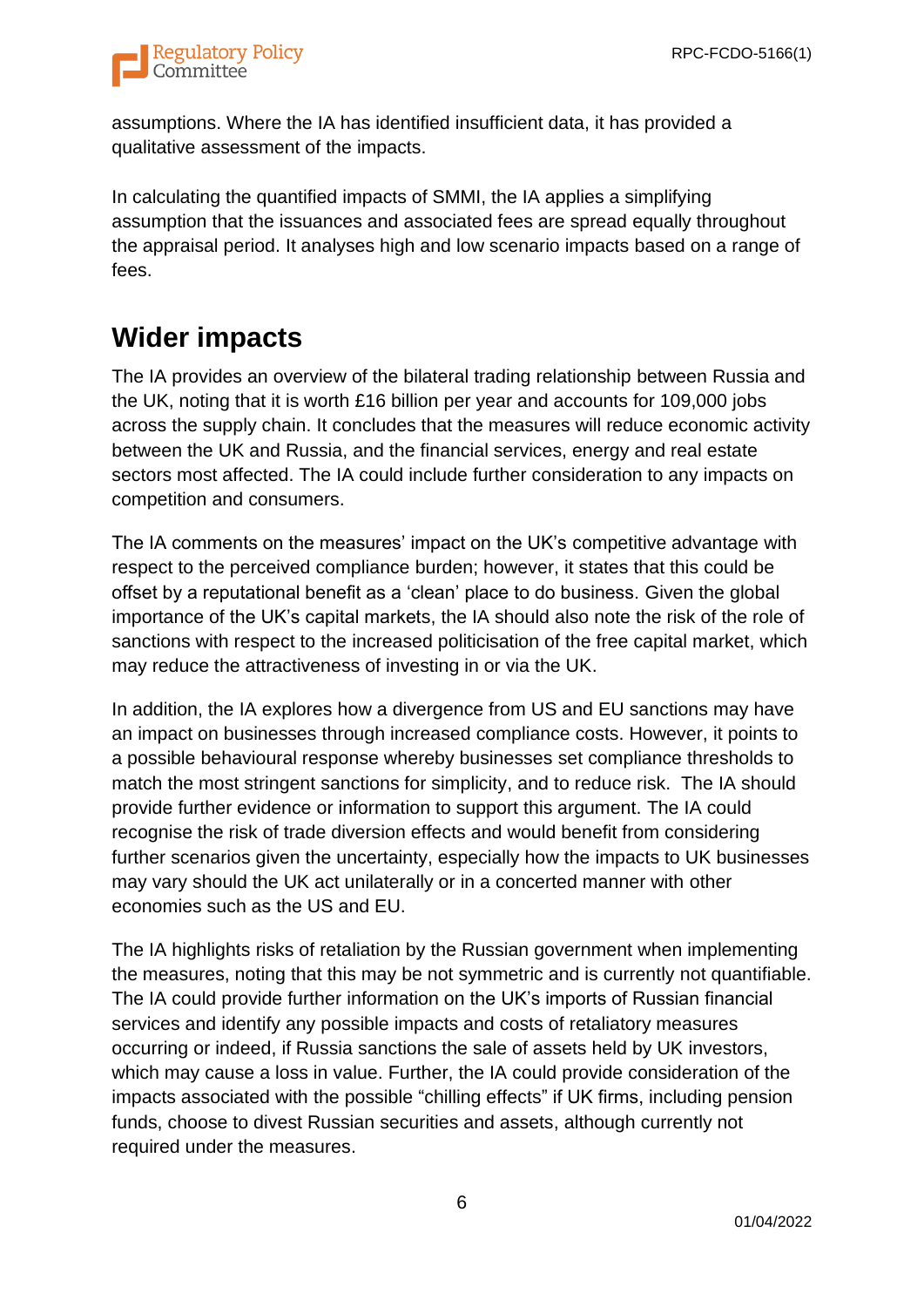assumptions. Where the IA has identified insufficient data, it has provided a qualitative assessment of the impacts.

In calculating the quantified impacts of SMMI, the IA applies a simplifying assumption that the issuances and associated fees are spread equally throughout the appraisal period. It analyses high and low scenario impacts based on a range of fees.

## Wider impacts

The IA provides an overview of the bilateral trading relationship between Russia and the UK, noting that it is worth £16 billion per year and accounts for 109,000 jobs across the supply chain. It concludes that the measures will reduce economic activity between the UK and Russia, and the financial services, energy and real estate sectors most affected. The IA could include further consideration to any impacts on competition and consumers.

The IA comments on the measures' impact on the UK's competitive advantage with respect to the perceived compliance burden; however, it states that this could be offset by a reputational benefit as a 'clean' place to do business. Given the global importance of the UK's capital markets, the IA should also note the risk of the role of sanctions with respect to the increased politicisation of the free capital market, which may reduce the attractiveness of investing in or via the UK.

In addition, the IA explores how a divergence from US and EU sanctions may have an impact on businesses through increased compliance costs. However, it points to a possible behavioural response whereby businesses set compliance thresholds to match the most stringent sanctions for simplicity, and to reduce risk. The IA should provide further evidence or information to support this argument. The IA could recognise the risk of trade diversion effects and would benefit from considering further scenarios given the uncertainty, especially how the impacts to UK businesses may vary should the UK act unilaterally or in a concerted manner with other economies such as the US and EU.

The IA highlights risks of retaliation by the Russian government when implementing the measures, noting that this may be not symmetric and is currently not quantifiable. The IA could provide further information on the UK's imports of Russian financial services and identify any possible impacts and costs of retaliatory measures occurring or indeed, if Russia sanctions the sale of assets held by UK investors, which may cause a loss in value. Further, the IA could provide consideration of the impacts associated with the possible "chilling effects" if UK firms, including pension funds, choose to divest Russian securities and assets, although currently not required under the measures.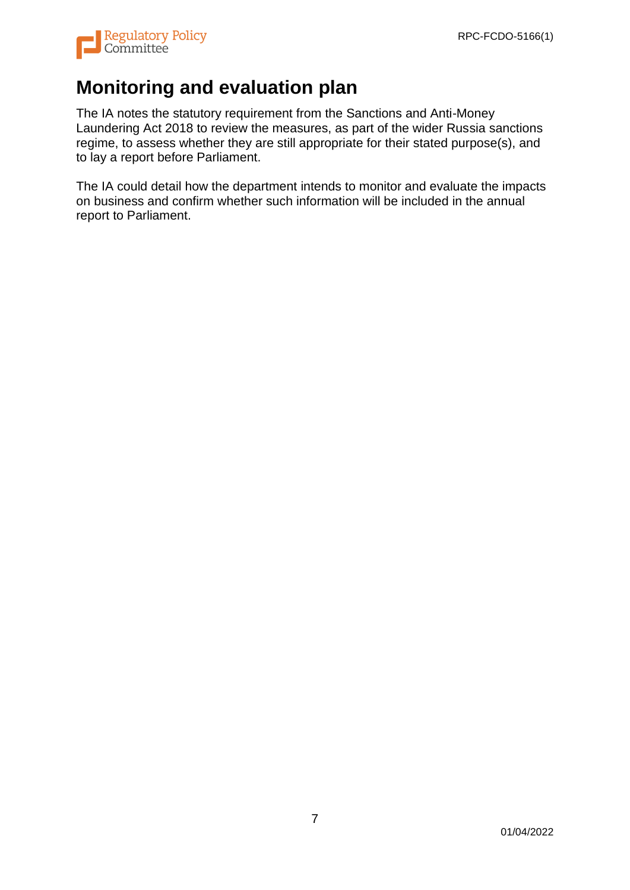# Monitoring and evaluation plan

The IA notes the statutory requirement from the Sanctions and Anti-Money Laundering Act 2018 to review the measures, as part of the wider Russia sanctions regime, to assess whether they are still appropriate for their stated purpose(s), and to lay a report before Parliament.

The IA could detail how the department intends to monitor and evaluate the impacts on business and confirm whether such information will be included in the annual report to Parliament.